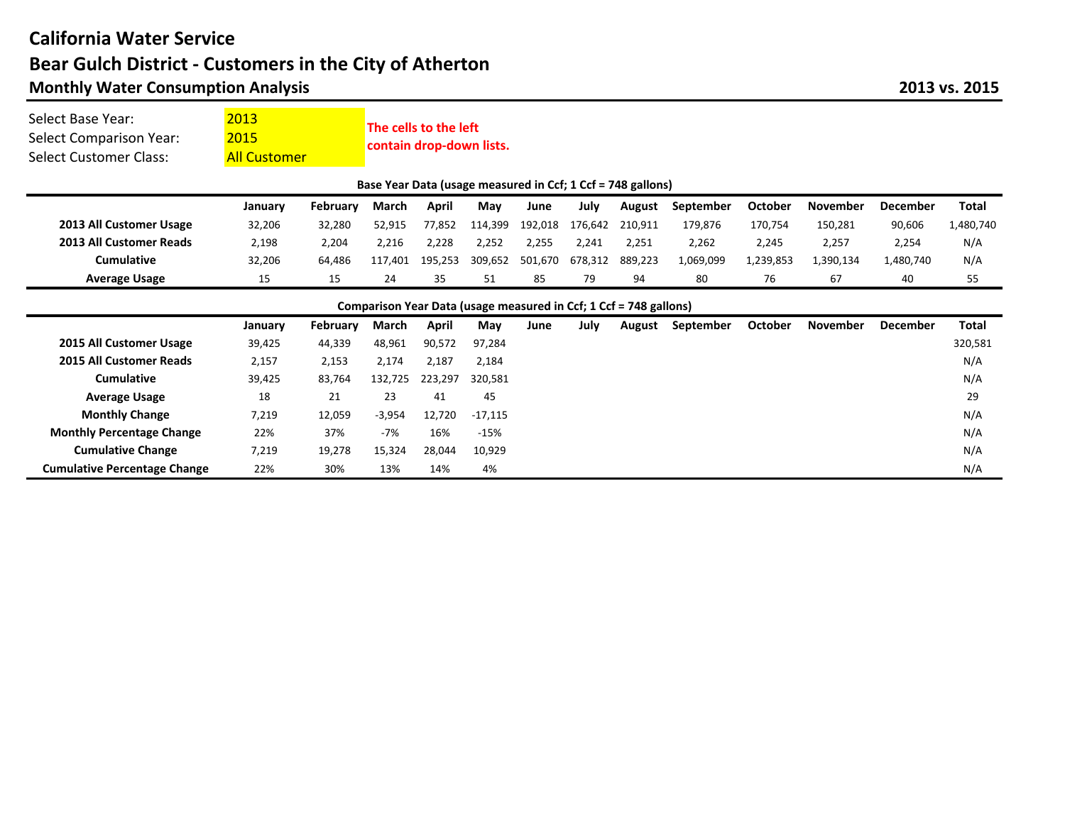# California Water Service

## Bear Gulch District - Customers in the City of Atherton

### Monthly Water Consumption Analysis

**2013 vs. 2015**

| | | |
|---|---|---|
| Select Base Year: | 2013 | **The cells to the left contain drop-down lists.** |
| Select Comparison Year: | 2015 | |
| Select Customer Class: | All Customer | |

**Base Year Data (usage measured in Ccf; 1 Ccf = 748 gallons)**

| | January | February | March | April | May | June | July | August | September | October | November | December | Total |
|---|---|---|---|---|---|---|---|---|---|---|---|---|---|
| **2013 All Customer Usage** | 32,206 | 32,280 | 52,915 | 77,852 | 114,399 | 192,018 | 176,642 | 210,911 | 179,876 | 170,754 | 150,281 | 90,606 | 1,480,740 |
| **2013 All Customer Reads** | 2,198 | 2,204 | 2,216 | 2,228 | 2,252 | 2,255 | 2,241 | 2,251 | 2,262 | 2,245 | 2,257 | 2,254 | N/A |
| **Cumulative** | 32,206 | 64,486 | 117,401 | 195,253 | 309,652 | 501,670 | 678,312 | 889,223 | 1,069,099 | 1,239,853 | 1,390,134 | 1,480,740 | N/A |
| **Average Usage** | 15 | 15 | 24 | 35 | 51 | 85 | 79 | 94 | 80 | 76 | 67 | 40 | 55 |

**Comparison Year Data (usage measured in Ccf; 1 Ccf = 748 gallons)**

| | January | February | March | April | May | June | July | August | September | October | November | December | Total |
|---|---|---|---|---|---|---|---|---|---|---|---|---|---|
| **2015 All Customer Usage** | 39,425 | 44,339 | 48,961 | 90,572 | 97,284 | | | | | | | | 320,581 |
| **2015 All Customer Reads** | 2,157 | 2,153 | 2,174 | 2,187 | 2,184 | | | | | | | | N/A |
| **Cumulative** | 39,425 | 83,764 | 132,725 | 223,297 | 320,581 | | | | | | | | N/A |
| **Average Usage** | 18 | 21 | 23 | 41 | 45 | | | | | | | | 29 |
| **Monthly Change** | 7,219 | 12,059 | -3,954 | 12,720 | -17,115 | | | | | | | | N/A |
| **Monthly Percentage Change** | 22% | 37% | -7% | 16% | -15% | | | | | | | | N/A |
| **Cumulative Change** | 7,219 | 19,278 | 15,324 | 28,044 | 10,929 | | | | | | | | N/A |
| **Cumulative Percentage Change** | 22% | 30% | 13% | 14% | 4% | | | | | | | | N/A |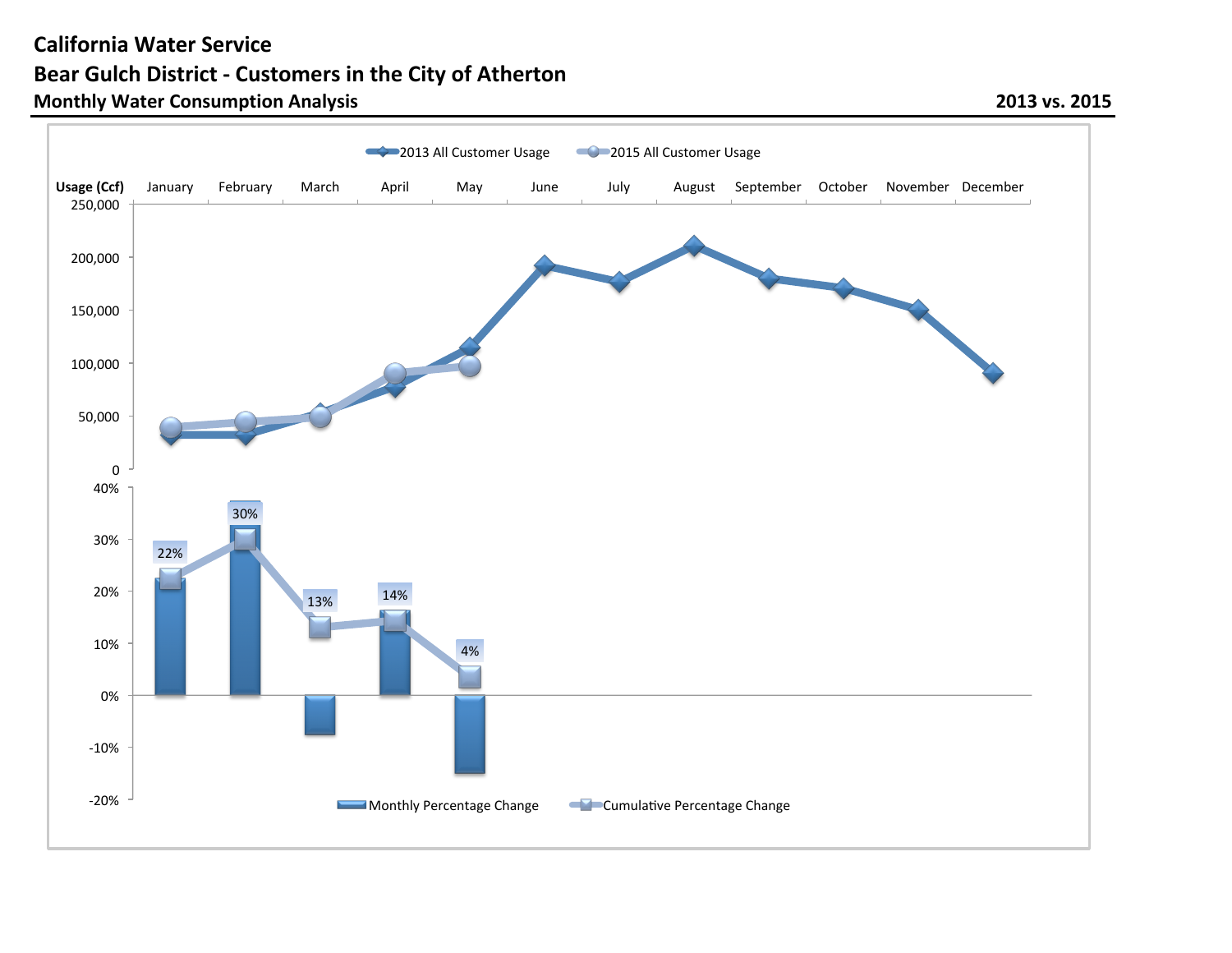# California Water Service

## Bear Gulch District - Customers in the City of Atherton

### Monthly Water Consumption Analysis

**2013 vs. 2015**

2013 All Customer Usage
2015 All Customer Usage

Usage (Ccf)
January February March April May June July August September October November December

250,000
200,000
150,000
100,000
50,000
0

40%
30%
20%
10%
0%
-10%
-20%

22%
30%
13%
14%
4%

Monthly Percentage Change
Cumulative Percentage Change